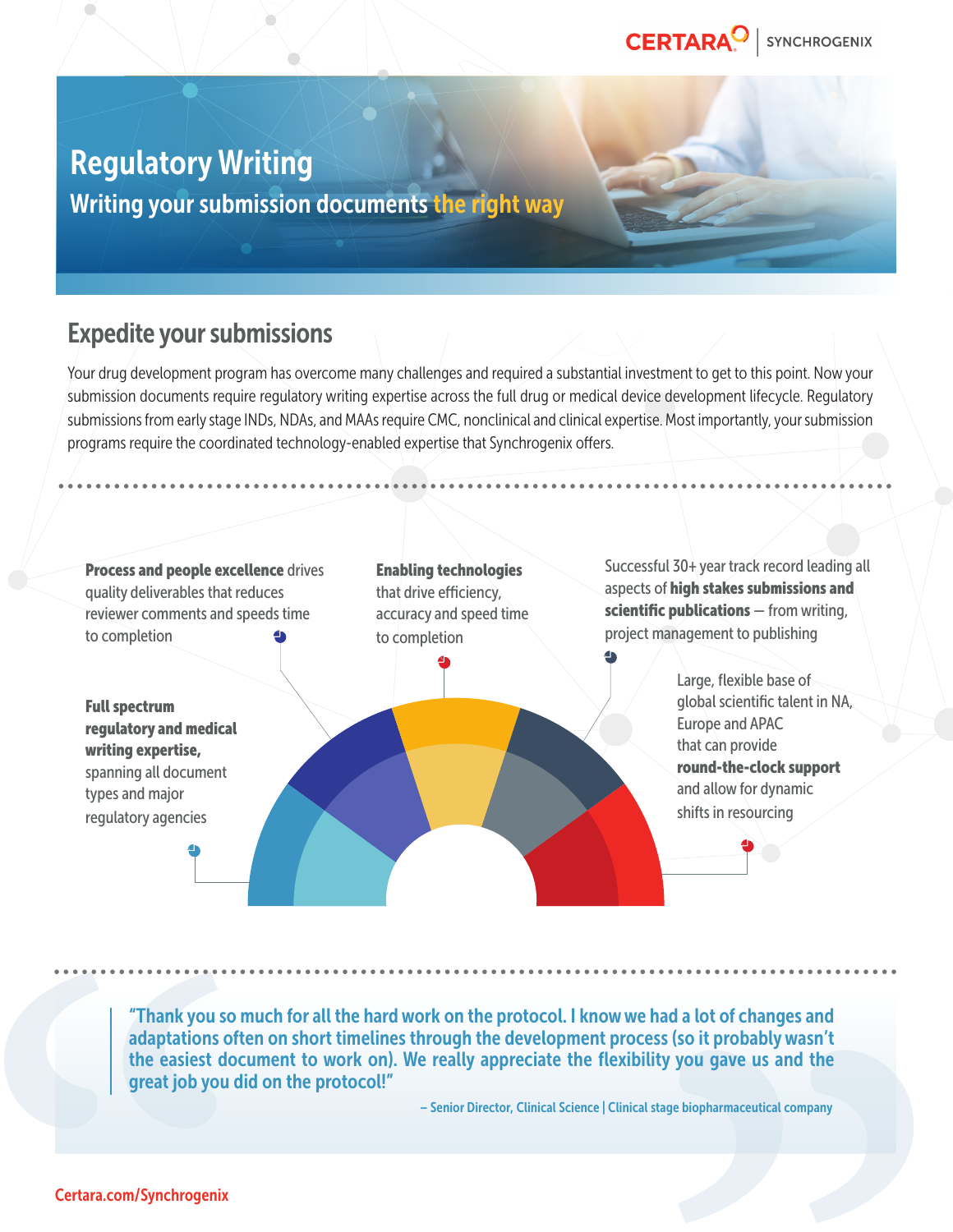# Regulatory Writing

## Writing your submission documents the right way

## Expedite your submissions

Your drug development program has overcome many challenges and required a substantial investment to get to this point. Now your submission documents require regulatory writing expertise across the full drug or medical device development lifecycle. Regulatory submissions from early stage INDs, NDAs, and MAAs require CMC, nonclinical and clinical expertise. Most importantly, your submission programs require the coordinated technology-enabled expertise that Synchrogenix offers.

**Process and people excellence** drives quality deliverables that reduces reviewer comments and speeds time to completion

**Enabling technologies** that drive efficiency, accuracy and speed time to completion

Successful 30+ year track record leading all aspects of **high stakes submissions and scientific publications** – from writing, project management to publishing

**Full spectrum regulatory and medical writing expertise,** spanning all document types and major regulatory agencies

Large, flexible base of global scientific talent in NA, Europe and APAC that can provide **round-the-clock support** and allow for dynamic shifts in resourcing

> "Thank you so much for all the hard work on the protocol. I know we had a lot of changes and adaptations often on short timelines through the development process (so it probably wasn't the easiest document to work on). We really appreciate the flexibility you gave us and the great job you did on the protocol!"
>
> – Senior Director, Clinical Science | Clinical stage biopharmaceutical company

Certara.com/Synchrogenix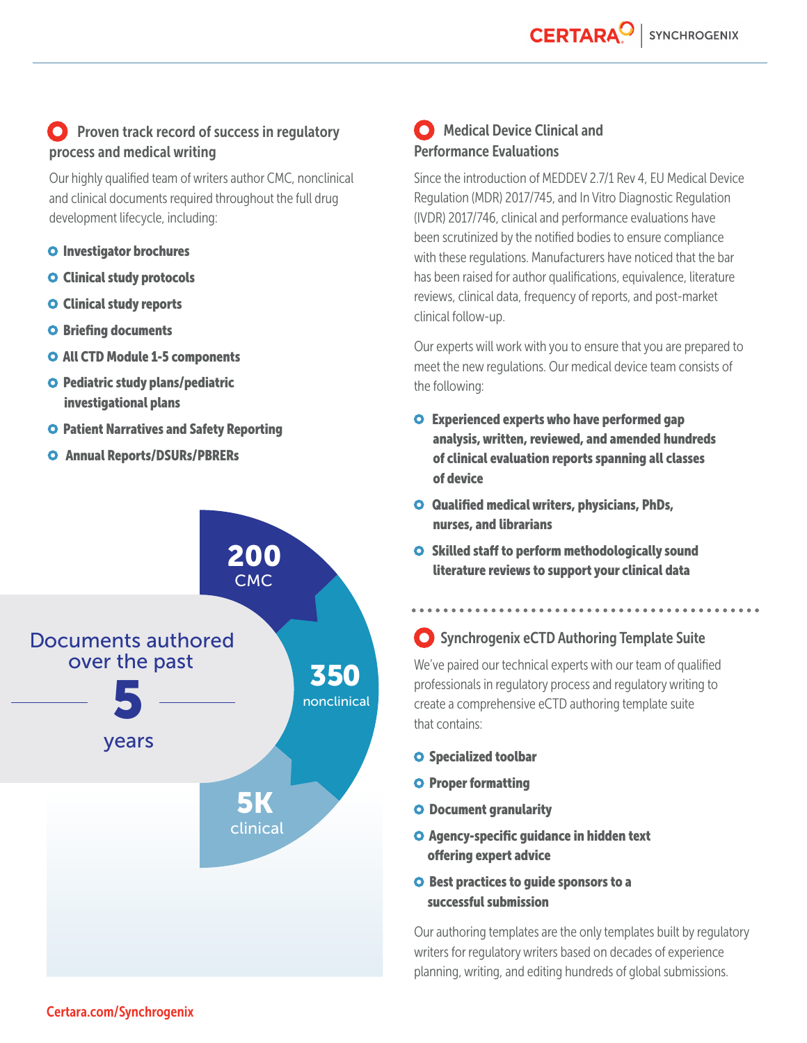## Proven track record of success in regulatory process and medical writing

Our highly qualified team of writers author CMC, nonclinical and clinical documents required throughout the full drug development lifecycle, including:

- **Investigator brochures**
- **Clinical study protocols**
- **Clinical study reports**
- **Briefing documents**
- **All CTD Module 1-5 components**
- **Pediatric study plans/pediatric investigational plans**
- **Patient Narratives and Safety Reporting**
- **Annual Reports/DSURs/PBRERs**

Documents authored over the past 5 years

200
CMC

350
nonclinical

5K
clinical

## Medical Device Clinical and Performance Evaluations

Since the introduction of MEDDEV 2.7/1 Rev 4, EU Medical Device Regulation (MDR) 2017/745, and In Vitro Diagnostic Regulation (IVDR) 2017/746, clinical and performance evaluations have been scrutinized by the notified bodies to ensure compliance with these regulations. Manufacturers have noticed that the bar has been raised for author qualifications, equivalence, literature reviews, clinical data, frequency of reports, and post-market clinical follow-up.

Our experts will work with you to ensure that you are prepared to meet the new regulations. Our medical device team consists of the following:

- **Experienced experts who have performed gap analysis, written, reviewed, and amended hundreds of clinical evaluation reports spanning all classes of device**
- **Qualified medical writers, physicians, PhDs, nurses, and librarians**
- **Skilled staff to perform methodologically sound literature reviews to support your clinical data**

## Synchrogenix eCTD Authoring Template Suite

We've paired our technical experts with our team of qualified professionals in regulatory process and regulatory writing to create a comprehensive eCTD authoring template suite that contains:

- **Specialized toolbar**
- **Proper formatting**
- **Document granularity**
- **Agency-specific guidance in hidden text offering expert advice**
- **Best practices to guide sponsors to a successful submission**

Our authoring templates are the only templates built by regulatory writers for regulatory writers based on decades of experience planning, writing, and editing hundreds of global submissions.

Certara.com/Synchrogenix